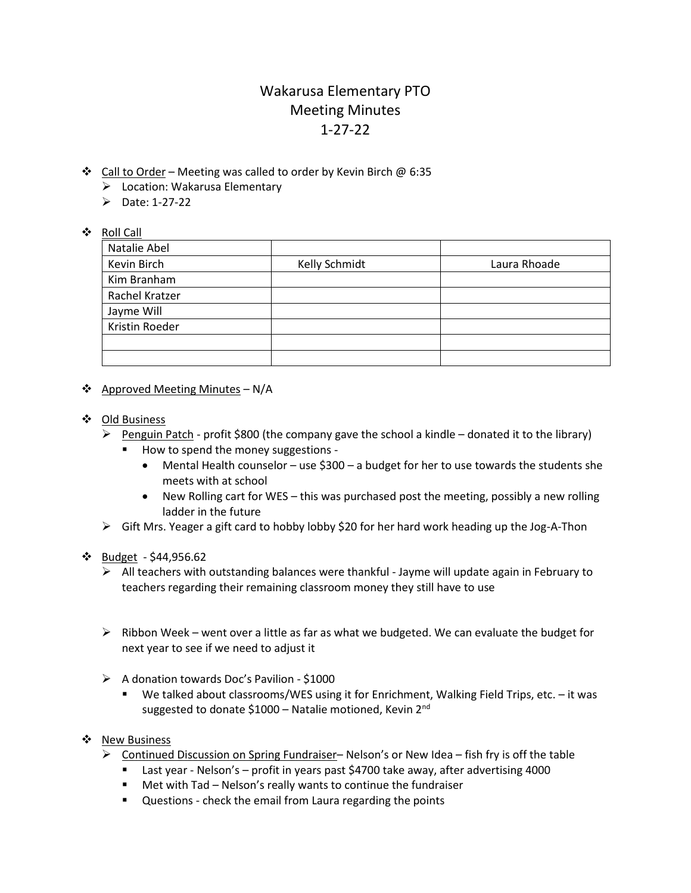# Wakarusa Elementary PTO
## Meeting Minutes
## 1-27-22

- Call to Order – Meeting was called to order by Kevin Birch @ 6:35
  - Location: Wakarusa Elementary
  - Date: 1-27-22

- Roll Call

| | | |
|---|---|---|
| Natalie Abel | | |
| Kevin Birch | Kelly Schmidt | Laura Rhoade |
| Kim Branham | | |
| Rachel Kratzer | | |
| Jayme Will | | |
| Kristin Roeder | | |
| | | |
| | | |

- Approved Meeting Minutes – N/A

- Old Business
  - Penguin Patch - profit $800 (the company gave the school a kindle – donated it to the library)
    - How to spend the money suggestions -
      - Mental Health counselor – use $300 – a budget for her to use towards the students she meets with at school
      - New Rolling cart for WES – this was purchased post the meeting, possibly a new rolling ladder in the future
  - Gift Mrs. Yeager a gift card to hobby lobby $20 for her hard work heading up the Jog-A-Thon

- Budget - $44,956.62
  - All teachers with outstanding balances were thankful - Jayme will update again in February to teachers regarding their remaining classroom money they still have to use

  - Ribbon Week – went over a little as far as what we budgeted. We can evaluate the budget for next year to see if we need to adjust it

  - A donation towards Doc's Pavilion - $1000
    - We talked about classrooms/WES using it for Enrichment, Walking Field Trips, etc. – it was suggested to donate $1000 – Natalie motioned, Kevin 2nd

- New Business
  - Continued Discussion on Spring Fundraiser– Nelson's or New Idea – fish fry is off the table
    - Last year - Nelson's – profit in years past $4700 take away, after advertising 4000
    - Met with Tad – Nelson's really wants to continue the fundraiser
    - Questions - check the email from Laura regarding the points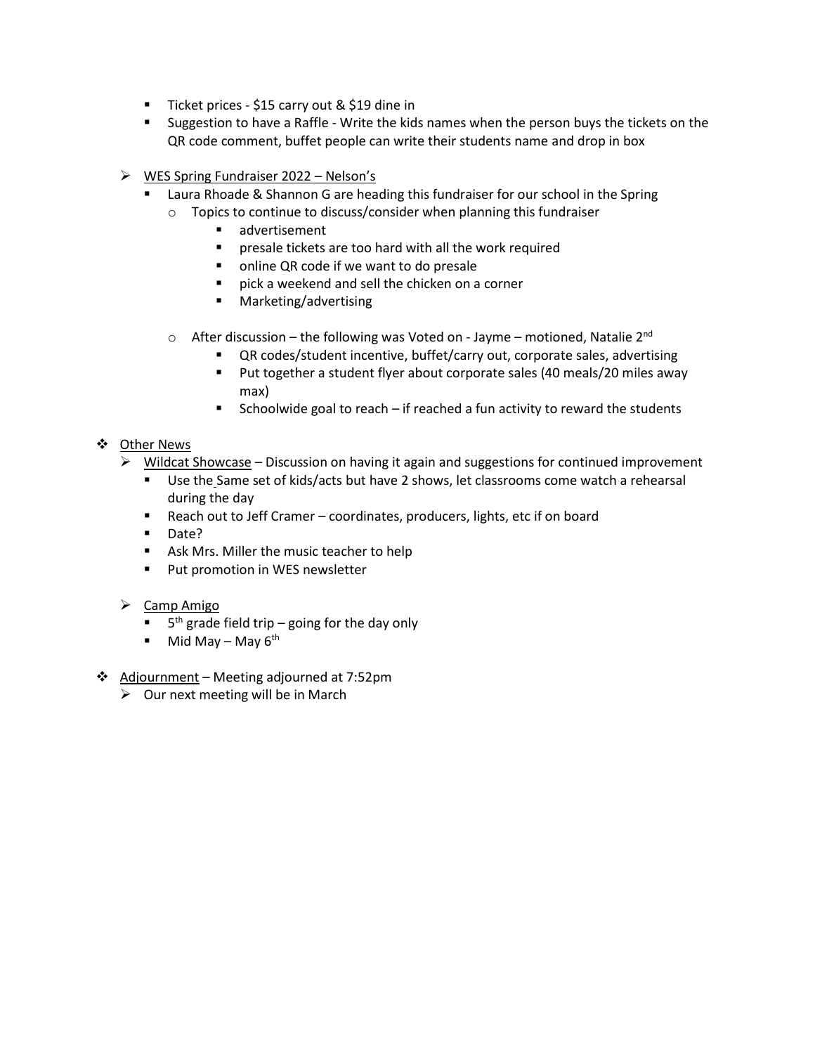- Ticket prices - $15 carry out & $19 dine in
        - Suggestion to have a Raffle - Write the kids names when the person buys the tickets on the QR code comment, buffet people can write their students name and drop in box

    - <u>WES Spring Fundraiser 2022 – Nelson's</u>
        - Laura Rhoade & Shannon G are heading this fundraiser for our school in the Spring
            - Topics to continue to discuss/consider when planning this fundraiser
                - advertisement
                - presale tickets are too hard with all the work required
                - online QR code if we want to do presale
                - pick a weekend and sell the chicken on a corner
                - Marketing/advertising

            - After discussion – the following was Voted on - Jayme – motioned, Natalie 2nd
                - QR codes/student incentive, buffet/carry out, corporate sales, advertising
                - Put together a student flyer about corporate sales (40 meals/20 miles away max)
                - Schoolwide goal to reach – if reached a fun activity to reward the students

- <u>Other News</u>
    - <u>Wildcat Showcase</u> – Discussion on having it again and suggestions for continued improvement
        - Use the Same set of kids/acts but have 2 shows, let classrooms come watch a rehearsal during the day
        - Reach out to Jeff Cramer – coordinates, producers, lights, etc if on board
        - Date?
        - Ask Mrs. Miller the music teacher to help
        - Put promotion in WES newsletter

    - <u>Camp Amigo</u>
        - 5th grade field trip – going for the day only
        - Mid May – May 6th

- <u>Adjournment</u> – Meeting adjourned at 7:52pm
    - Our next meeting will be in March